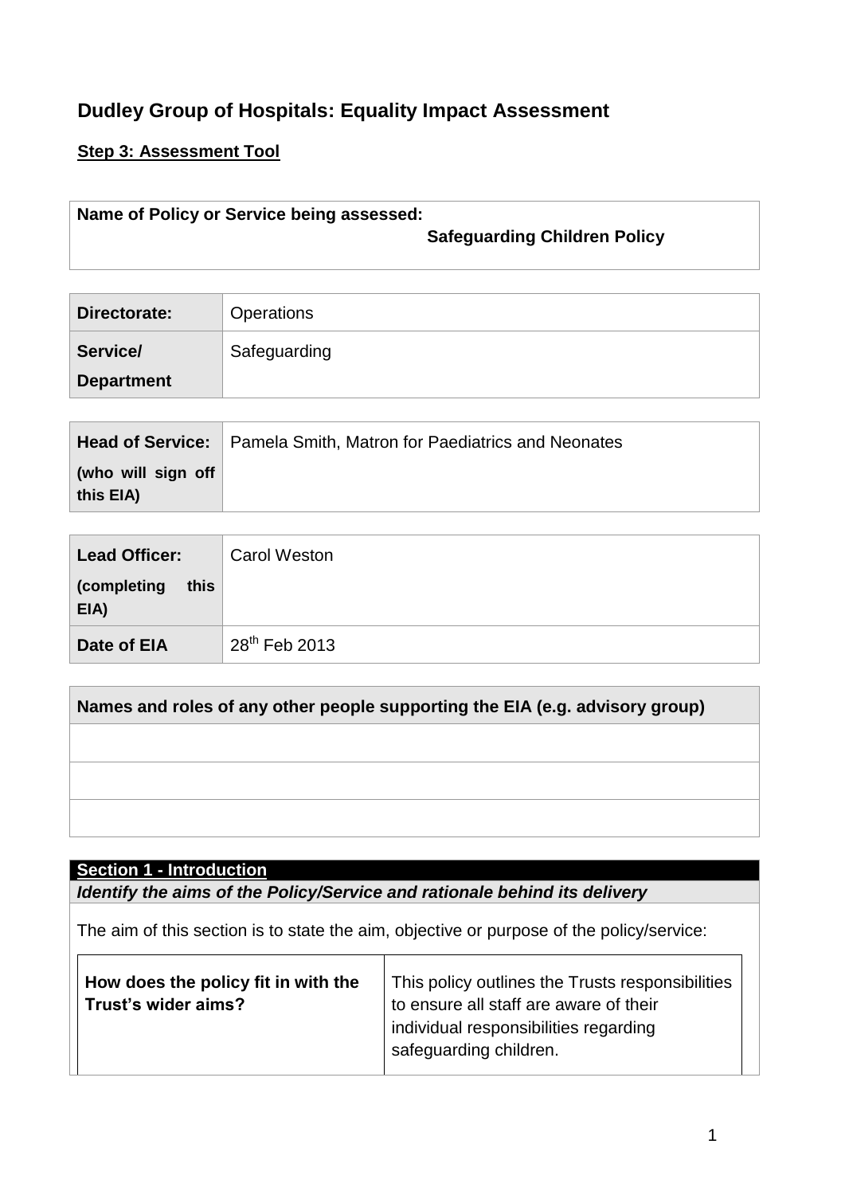# Dudley Group of Hospitals: Equality Impact Assessment

**Step 3: Assessment Tool**

| **Name of Policy or Service being assessed:** **Safeguarding Children Policy** |
|---|

| | |
|---|---|
| **Directorate:** | Operations |
| **Service/ Department** | Safeguarding |

| | |
|---|---|
| **Head of Service:** (who will sign off this EIA) | Pamela Smith, Matron for Paediatrics and Neonates |

| | |
|---|---|
| **Lead Officer:** (completing this EIA) | Carol Weston |
| **Date of EIA** | 28th Feb 2013 |

| **Names and roles of any other people supporting the EIA (e.g. advisory group)** |
|---|
| |
| |
| |

## Section 1 - Introduction

***Identify the aims of the Policy/Service and rationale behind its delivery***

The aim of this section is to state the aim, objective or purpose of the policy/service:

| | |
|---|---|
| **How does the policy fit in with the Trust's wider aims?** | This policy outlines the Trusts responsibilities to ensure all staff are aware of their individual responsibilities regarding safeguarding children. |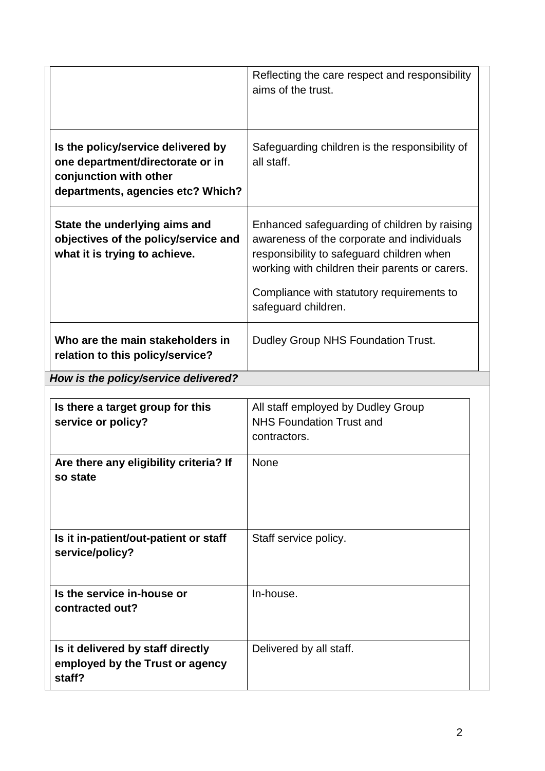| | |
|---|---|
| | Reflecting the care respect and responsibility aims of the trust. |
| **Is the policy/service delivered by one department/directorate or in conjunction with other departments, agencies etc? Which?** | Safeguarding children is the responsibility of all staff. |
| **State the underlying aims and objectives of the policy/service and what it is trying to achieve.** | Enhanced safeguarding of children by raising awareness of the corporate and individuals responsibility to safeguard children when working with children their parents or carers.<br><br>Compliance with statutory requirements to safeguard children. |
| **Who are the main stakeholders in relation to this policy/service?** | Dudley Group NHS Foundation Trust. |

***How is the policy/service delivered?***

| | |
|---|---|
| **Is there a target group for this service or policy?** | All staff employed by Dudley Group NHS Foundation Trust and contractors. |
| **Are there any eligibility criteria? If so state** | None |
| **Is it in-patient/out-patient or staff service/policy?** | Staff service policy. |
| **Is the service in-house or contracted out?** | In-house. |
| **Is it delivered by staff directly employed by the Trust or agency staff?** | Delivered by all staff. |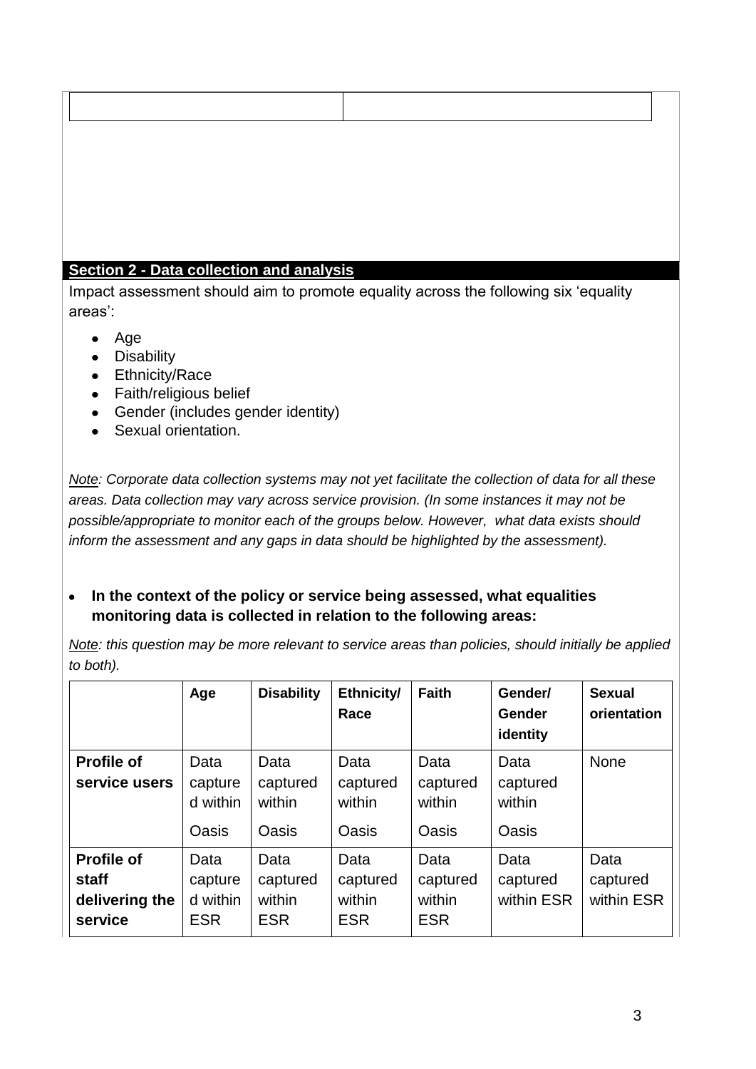| | |
|---|---|
| | |

## Section 2 - Data collection and analysis

Impact assessment should aim to promote equality across the following six 'equality areas':

- Age
- Disability
- Ethnicity/Race
- Faith/religious belief
- Gender (includes gender identity)
- Sexual orientation.

*Note: Corporate data collection systems may not yet facilitate the collection of data for all these areas. Data collection may vary across service provision. (In some instances it may not be possible/appropriate to monitor each of the groups below. However, what data exists should inform the assessment and any gaps in data should be highlighted by the assessment).*

- **In the context of the policy or service being assessed, what equalities monitoring data is collected in relation to the following areas:**

*Note: this question may be more relevant to service areas than policies, should initially be applied to both).*

| | Age | Disability | Ethnicity/ Race | Faith | Gender/ Gender identity | Sexual orientation |
|---|---|---|---|---|---|---|
| **Profile of service users** | Data captured within Oasis | Data captured within Oasis | Data captured within Oasis | Data captured within Oasis | Data captured within Oasis | None |
| **Profile of staff delivering the service** | Data captured within ESR | Data captured within ESR | Data captured within ESR | Data captured within ESR | Data captured within ESR | Data captured within ESR |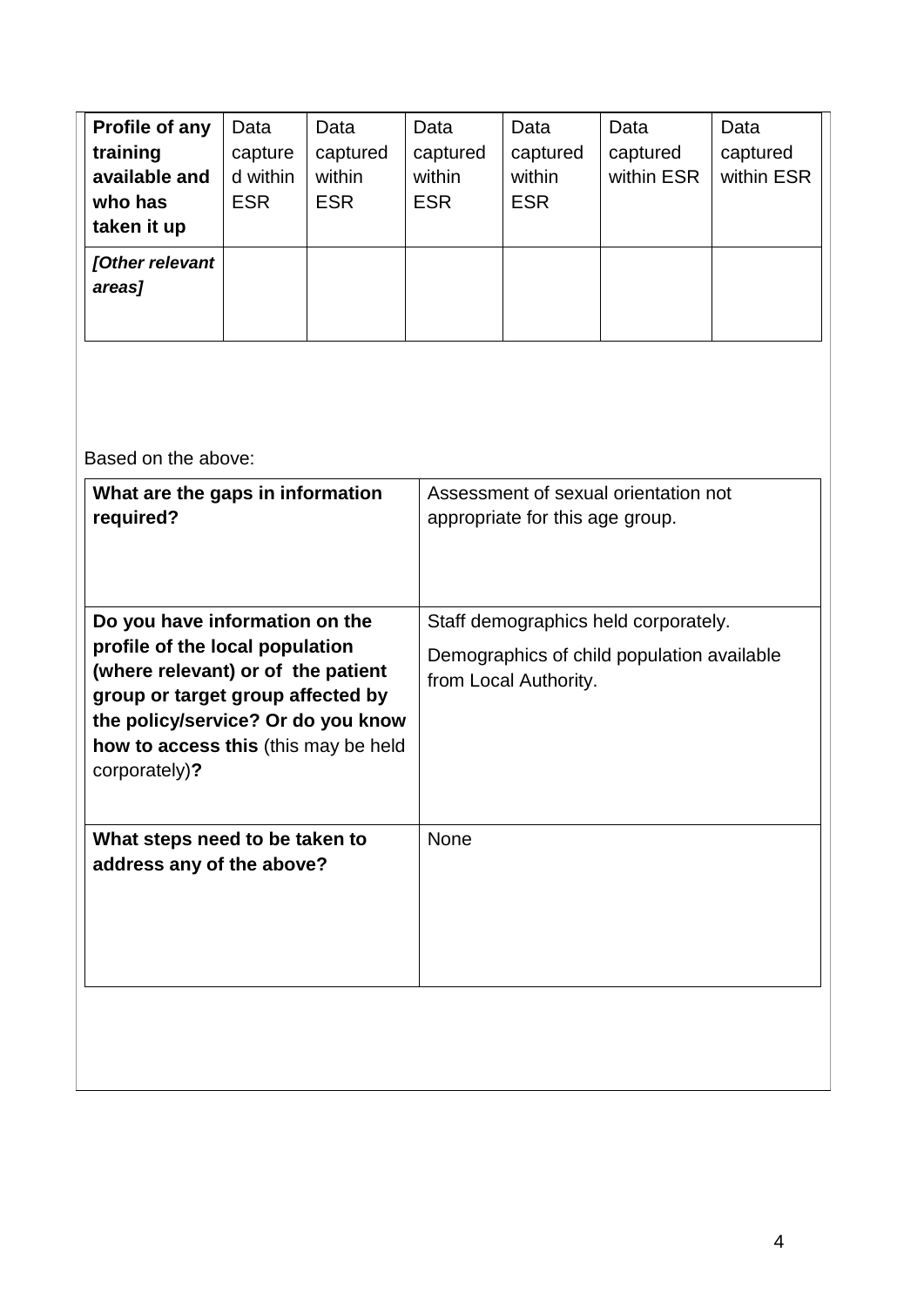| Profile of any training available and who has taken it up | Data captured within ESR | Data captured within ESR | Data captured within ESR | Data captured within ESR | Data captured within ESR | Data captured within ESR |
|---|---|---|---|---|---|---|
| ***[Other relevant areas]*** | | | | | | |

Based on the above:

| | |
|---|---|
| **What are the gaps in information required?** | Assessment of sexual orientation not appropriate for this age group. |
| **Do you have information on the profile of the local population (where relevant) or of the patient group or target group affected by the policy/service? Or do you know how to access this** (this may be held corporately)**?** | Staff demographics held corporately.<br><br>Demographics of child population available from Local Authority. |
| **What steps need to be taken to address any of the above?** | None |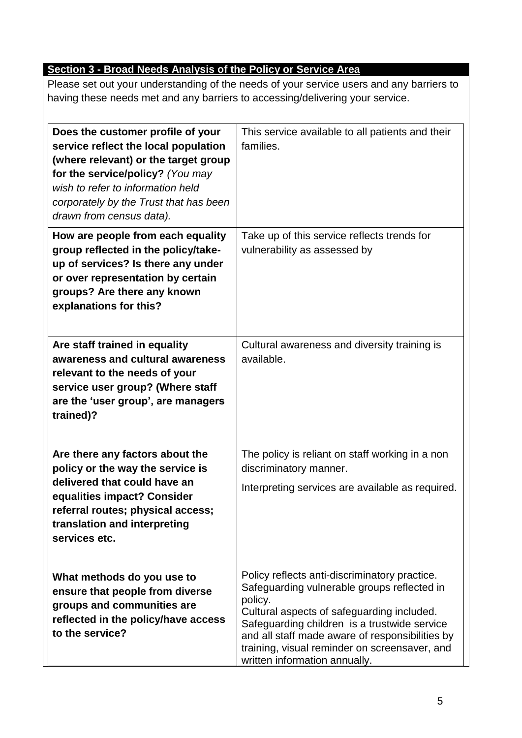## Section 3 - Broad Needs Analysis of the Policy or Service Area

Please set out your understanding of the needs of your service users and any barriers to having these needs met and any barriers to accessing/delivering your service.

| | |
|---|---|
| **Does the customer profile of your service reflect the local population (where relevant) or the target group for the service/policy?** *(You may wish to refer to information held corporately by the Trust that has been drawn from census data).* | This service available to all patients and their families. |
| **How are people from each equality group reflected in the policy/take-up of services? Is there any under or over representation by certain groups? Are there any known explanations for this?** | Take up of this service reflects trends for vulnerability as assessed by |
| **Are staff trained in equality awareness and cultural awareness relevant to the needs of your service user group? (Where staff are the 'user group', are managers trained)?** | Cultural awareness and diversity training is available. |
| **Are there any factors about the policy or the way the service is delivered that could have an equalities impact? Consider referral routes; physical access; translation and interpreting services etc.** | The policy is reliant on staff working in a non discriminatory manner.<br><br>Interpreting services are available as required. |
| **What methods do you use to ensure that people from diverse groups and communities are reflected in the policy/have access to the service?** | Policy reflects anti-discriminatory practice.<br>Safeguarding vulnerable groups reflected in policy.<br>Cultural aspects of safeguarding included.<br>Safeguarding children is a trustwide service and all staff made aware of responsibilities by training, visual reminder on screensaver, and written information annually. |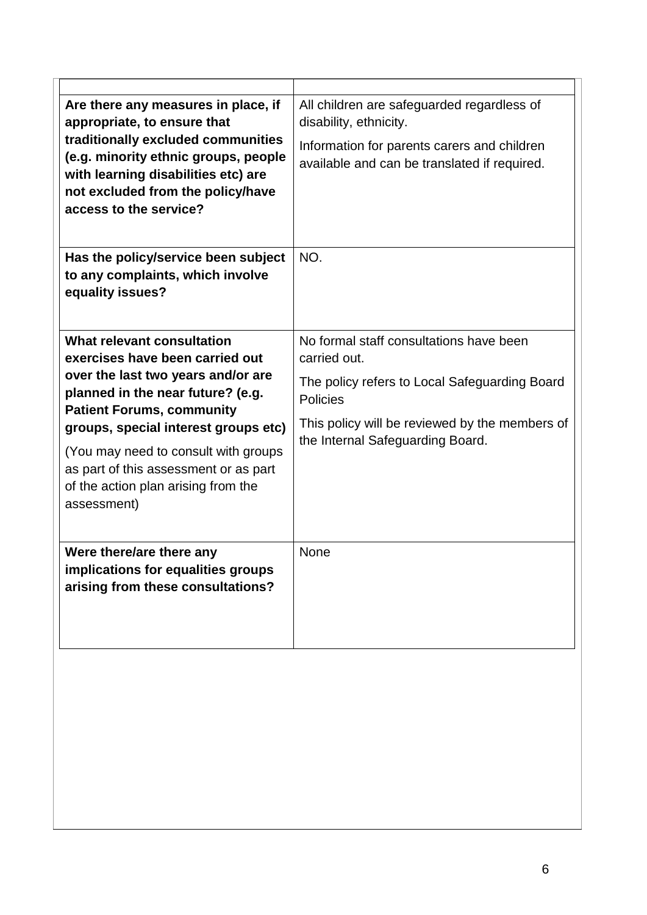| | |
|---|---|
| **Are there any measures in place, if appropriate, to ensure that traditionally excluded communities (e.g. minority ethnic groups, people with learning disabilities etc) are not excluded from the policy/have access to the service?** | All children are safeguarded regardless of disability, ethnicity.<br><br>Information for parents carers and children available and can be translated if required. |
| **Has the policy/service been subject to any complaints, which involve equality issues?** | NO. |
| **What relevant consultation exercises have been carried out over the last two years and/or are planned in the near future? (e.g. Patient Forums, community groups, special interest groups etc)**<br><br>(You may need to consult with groups as part of this assessment or as part of the action plan arising from the assessment) | No formal staff consultations have been carried out.<br><br>The policy refers to Local Safeguarding Board Policies<br><br>This policy will be reviewed by the members of the Internal Safeguarding Board. |
| **Were there/are there any implications for equalities groups arising from these consultations?** | None |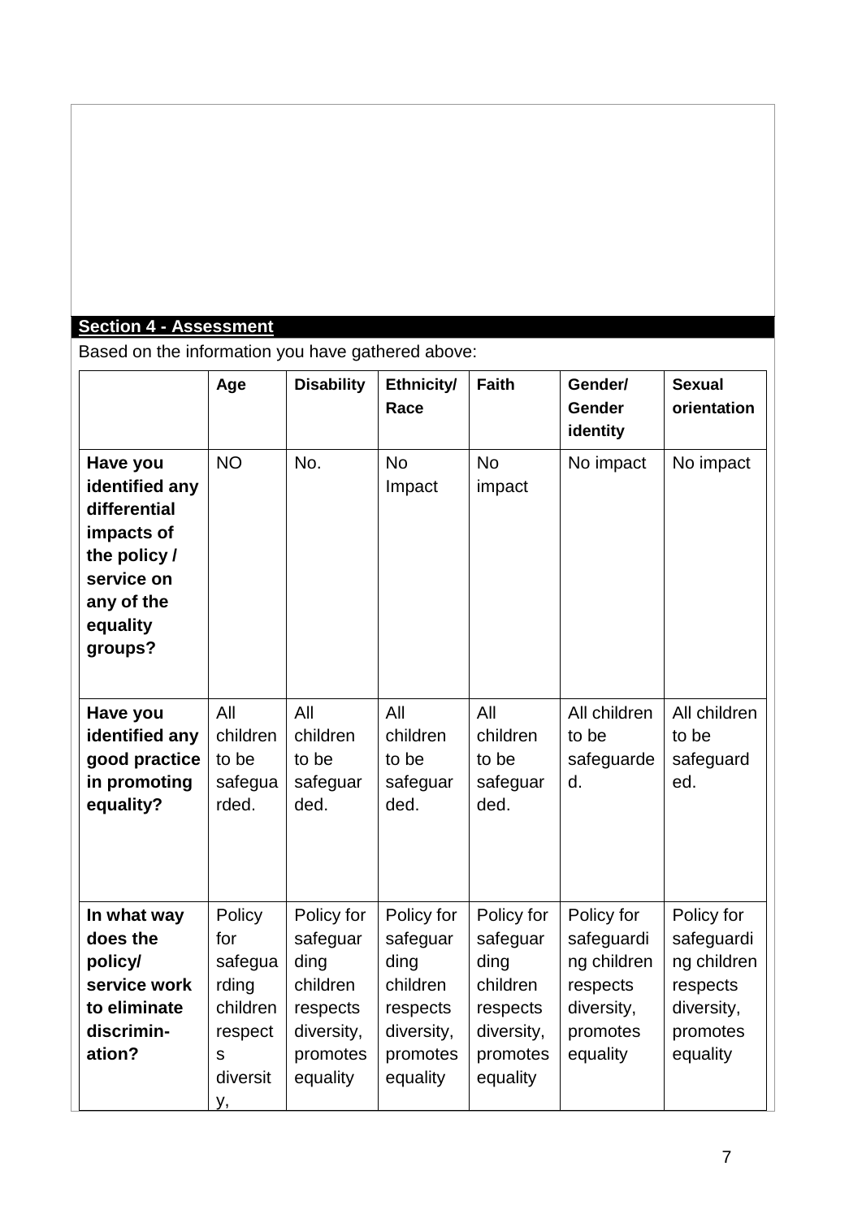## Section 4 - Assessment

Based on the information you have gathered above:

| | Age | Disability | Ethnicity/ Race | Faith | Gender/ Gender identity | Sexual orientation |
|---|---|---|---|---|---|---|
| **Have you identified any differential impacts of the policy / service on any of the equality groups?** | NO | No. | No Impact | No impact | No impact | No impact |
| **Have you identified any good practice in promoting equality?** | All children to be safeguarded. | All children to be safeguarded. | All children to be safeguarded. | All children to be safeguarded. | All children to be safeguarded. | All children to be safeguarded. |
| **In what way does the policy/ service work to eliminate discrimin-ation?** | Policy for safeguarding children respects diversity, | Policy for safeguarding children respects diversity, promotes equality | Policy for safeguarding children respects diversity, promotes equality | Policy for safeguarding children respects diversity, promotes equality | Policy for safeguarding children respects diversity, promotes equality | Policy for safeguarding children respects diversity, promotes equality |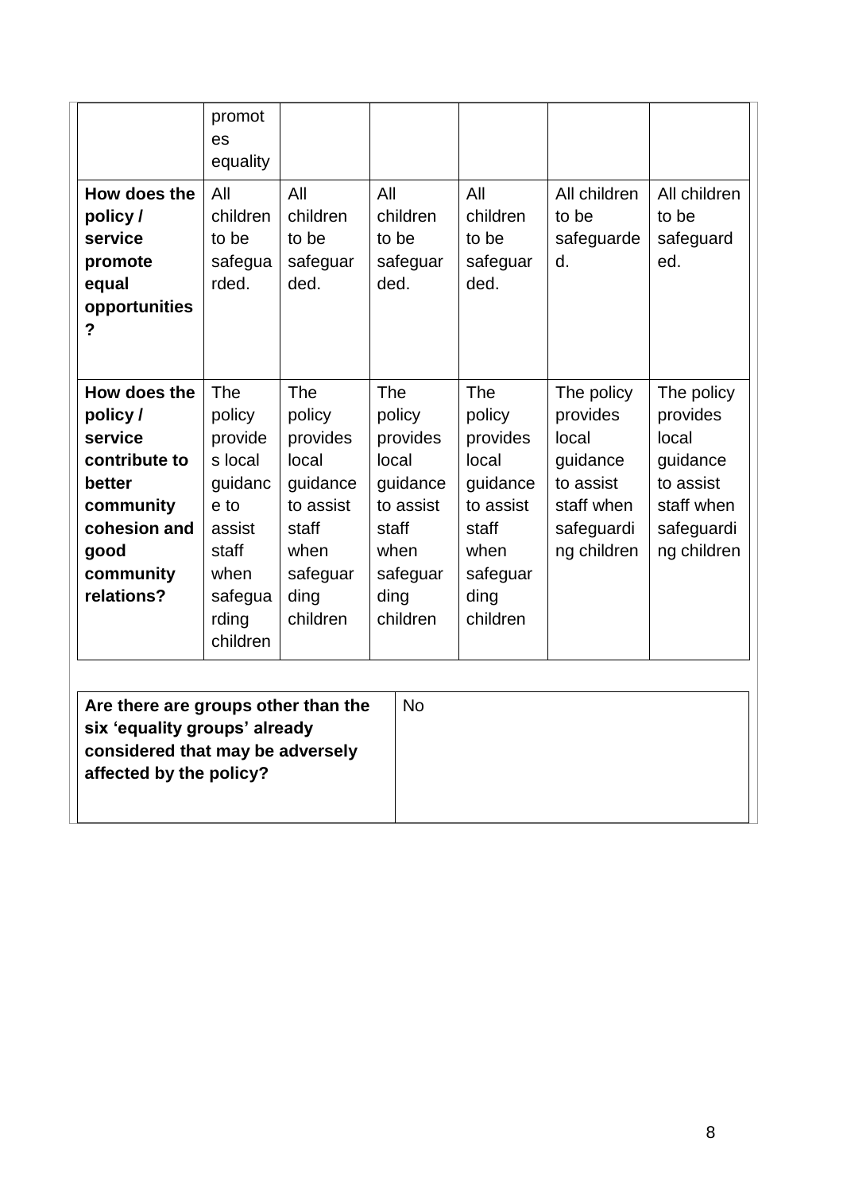| | promotes equality | | | | | |
|---|---|---|---|---|---|---|
| **How does the policy / service promote equal opportunities?** | All children to be safeguarded. | All children to be safeguarded. | All children to be safeguarded. | All children to be safeguarded. | All children to be safeguarded. | All children to be safeguarded. |
| **How does the policy / service contribute to better community cohesion and good community relations?** | The policy provides local guidance to assist staff when safeguarding children | The policy provides local guidance to assist staff when safeguarding children | The policy provides local guidance to assist staff when safeguarding children | The policy provides local guidance to assist staff when safeguarding children | The policy provides local guidance to assist staff when safeguarding children | The policy provides local guidance to assist staff when safeguarding children |

| **Are there are groups other than the six 'equality groups' already considered that may be adversely affected by the policy?** | No |
|---|---|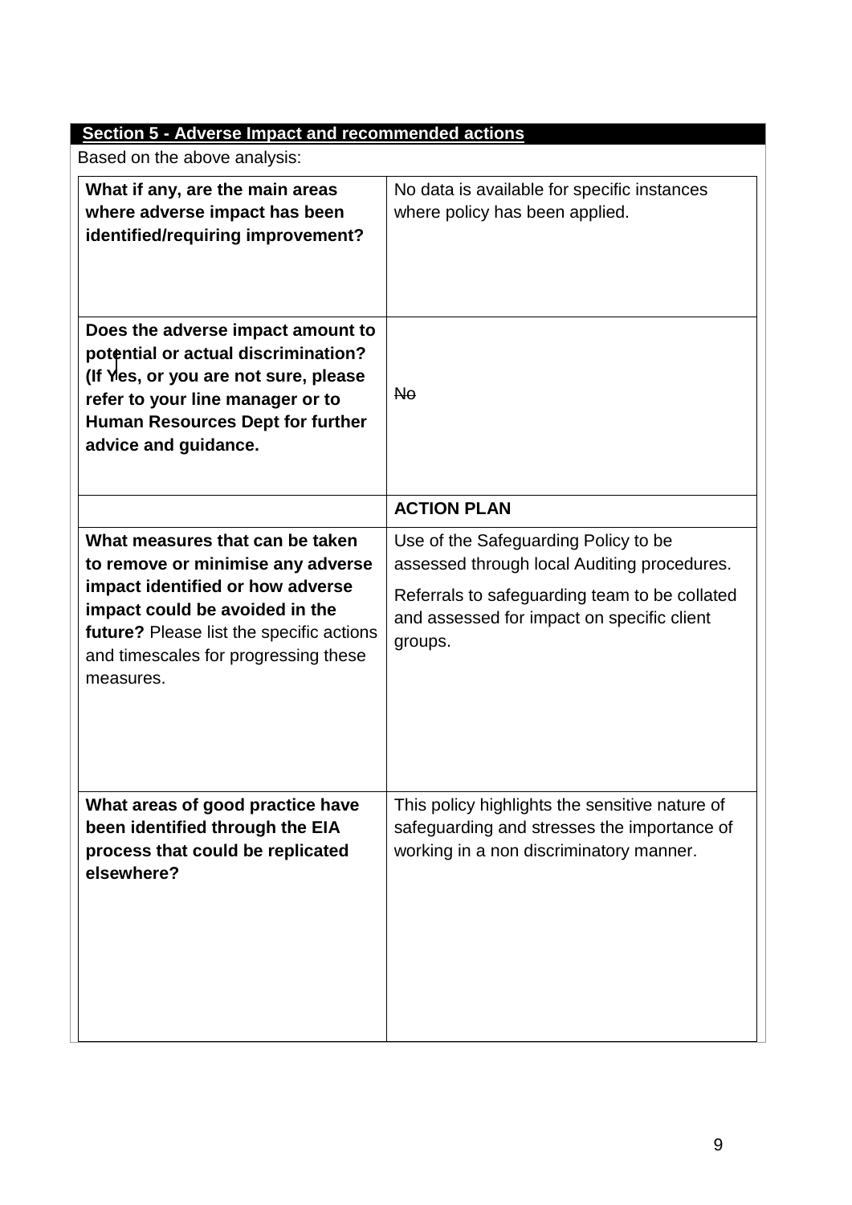## Section 5 - Adverse Impact and recommended actions

Based on the above analysis:

| | |
|---|---|
| **What if any, are the main areas where adverse impact has been identified/requiring improvement?** | No data is available for specific instances where policy has been applied. |
| **Does the adverse impact amount to potential or actual discrimination? (If Yes, or you are not sure, please refer to your line manager or to Human Resources Dept for further advice and guidance.** | ~~No~~ |
| | **ACTION PLAN** |
| **What measures that can be taken to remove or minimise any adverse impact identified or how adverse impact could be avoided in the future?** Please list the specific actions and timescales for progressing these measures. | Use of the Safeguarding Policy to be assessed through local Auditing procedures.<br><br>Referrals to safeguarding team to be collated and assessed for impact on specific client groups. |
| **What areas of good practice have been identified through the EIA process that could be replicated elsewhere?** | This policy highlights the sensitive nature of safeguarding and stresses the importance of working in a non discriminatory manner. |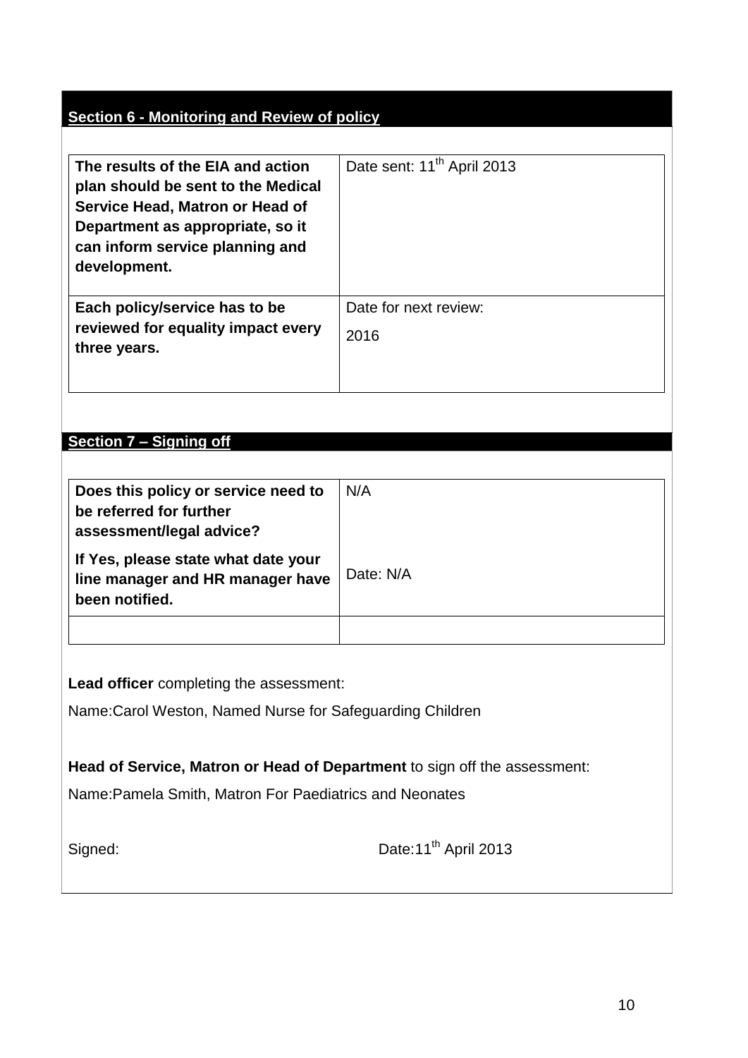## Section 6 - Monitoring and Review of policy

| | |
|---|---|
| **The results of the EIA and action plan should be sent to the Medical Service Head, Matron or Head of Department as appropriate, so it can inform service planning and development.** | Date sent: 11th April 2013 |
| **Each policy/service has to be reviewed for equality impact every three years.** | Date for next review: 2016 |

## Section 7 – Signing off

| | |
|---|---|
| **Does this policy or service need to be referred for further assessment/legal advice?** **If Yes, please state what date your line manager and HR manager have been notified.** | N/A Date: N/A |
| | |

**Lead officer** completing the assessment:

Name:Carol Weston, Named Nurse for Safeguarding Children

**Head of Service, Matron or Head of Department** to sign off the assessment:

Name:Pamela Smith, Matron For Paediatrics and Neonates

Signed: Date:11th April 2013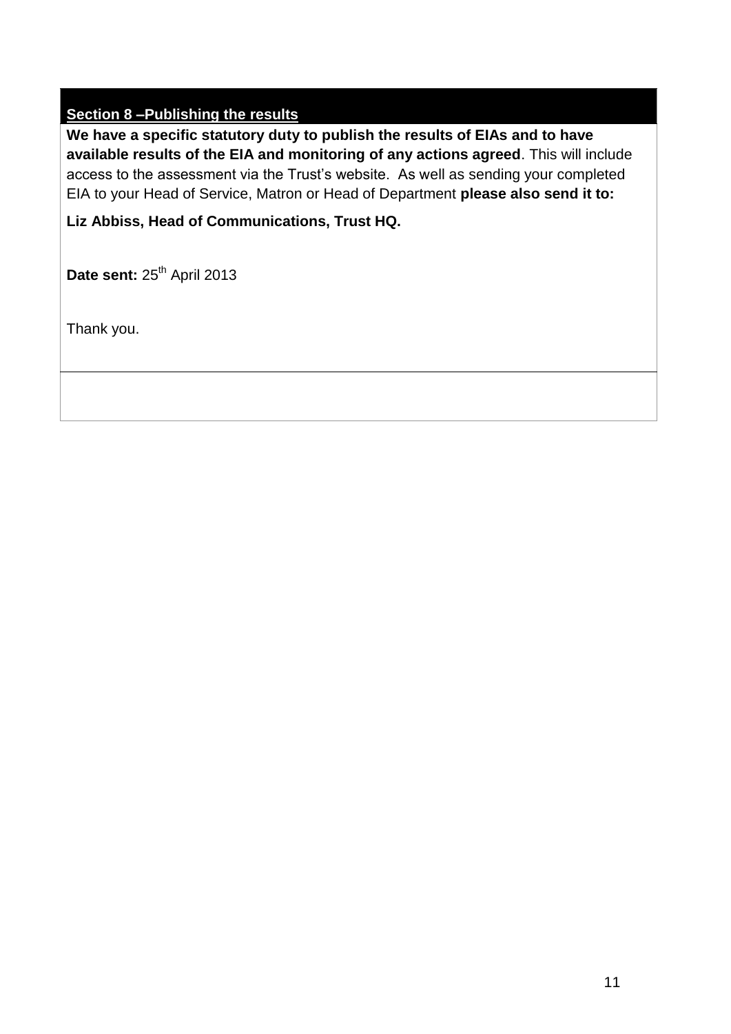## Section 8 –Publishing the results

**We have a specific statutory duty to publish the results of EIAs and to have available results of the EIA and monitoring of any actions agreed**. This will include access to the assessment via the Trust's website. As well as sending your completed EIA to your Head of Service, Matron or Head of Department **please also send it to:**

**Liz Abbiss, Head of Communications, Trust HQ.**

**Date sent:** 25th April 2013

Thank you.